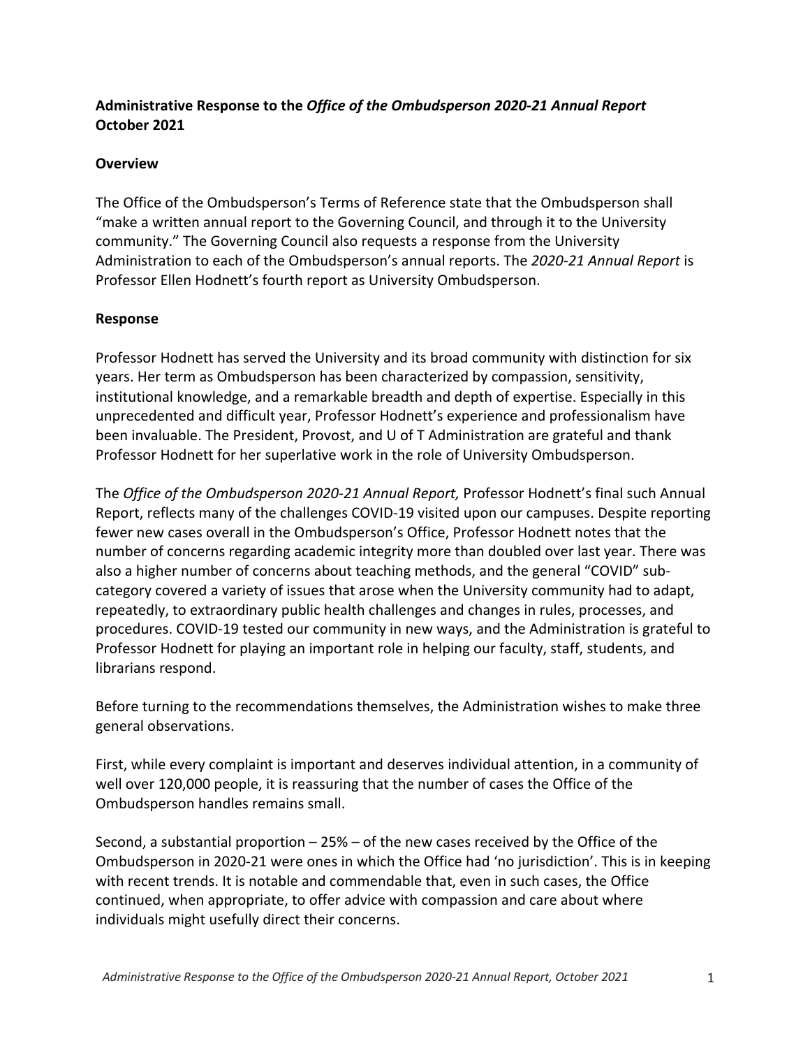**Administrative Response to the *Office of the Ombudsperson 2020-21 Annual Report***
**October 2021**

**Overview**

The Office of the Ombudsperson's Terms of Reference state that the Ombudsperson shall "make a written annual report to the Governing Council, and through it to the University community." The Governing Council also requests a response from the University Administration to each of the Ombudsperson's annual reports. The *2020-21 Annual Report* is Professor Ellen Hodnett's fourth report as University Ombudsperson.

**Response**

Professor Hodnett has served the University and its broad community with distinction for six years. Her term as Ombudsperson has been characterized by compassion, sensitivity, institutional knowledge, and a remarkable breadth and depth of expertise. Especially in this unprecedented and difficult year, Professor Hodnett's experience and professionalism have been invaluable. The President, Provost, and U of T Administration are grateful and thank Professor Hodnett for her superlative work in the role of University Ombudsperson.

The *Office of the Ombudsperson 2020-21 Annual Report,* Professor Hodnett's final such Annual Report, reflects many of the challenges COVID-19 visited upon our campuses. Despite reporting fewer new cases overall in the Ombudsperson's Office, Professor Hodnett notes that the number of concerns regarding academic integrity more than doubled over last year. There was also a higher number of concerns about teaching methods, and the general "COVID" sub-category covered a variety of issues that arose when the University community had to adapt, repeatedly, to extraordinary public health challenges and changes in rules, processes, and procedures. COVID-19 tested our community in new ways, and the Administration is grateful to Professor Hodnett for playing an important role in helping our faculty, staff, students, and librarians respond.

Before turning to the recommendations themselves, the Administration wishes to make three general observations.

First, while every complaint is important and deserves individual attention, in a community of well over 120,000 people, it is reassuring that the number of cases the Office of the Ombudsperson handles remains small.

Second, a substantial proportion – 25% – of the new cases received by the Office of the Ombudsperson in 2020-21 were ones in which the Office had 'no jurisdiction'. This is in keeping with recent trends. It is notable and commendable that, even in such cases, the Office continued, when appropriate, to offer advice with compassion and care about where individuals might usefully direct their concerns.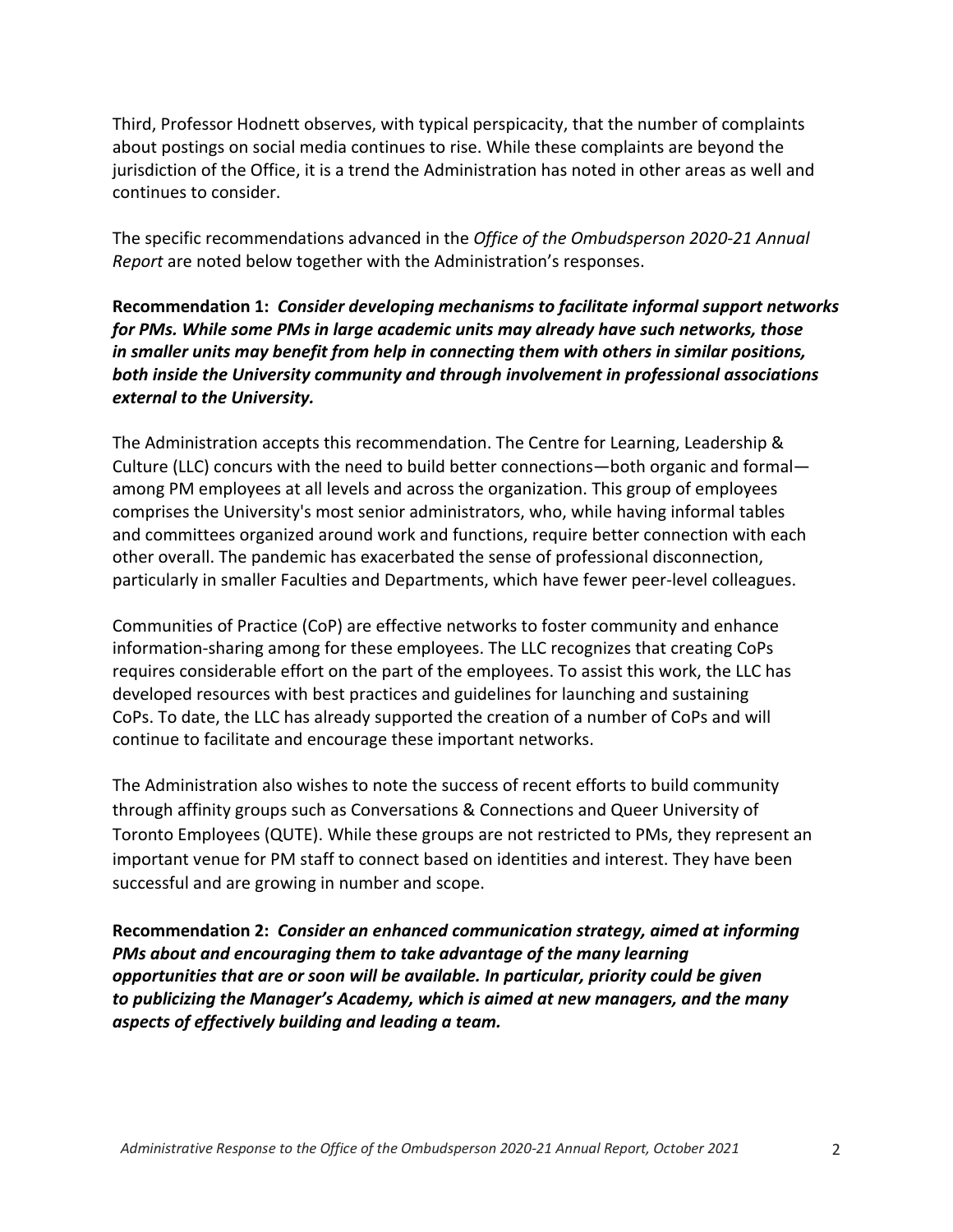Third, Professor Hodnett observes, with typical perspicacity, that the number of complaints about postings on social media continues to rise. While these complaints are beyond the jurisdiction of the Office, it is a trend the Administration has noted in other areas as well and continues to consider.

The specific recommendations advanced in the *Office of the Ombudsperson 2020-21 Annual Report* are noted below together with the Administration's responses.

**Recommendation 1:** ***Consider developing mechanisms to facilitate informal support networks for PMs. While some PMs in large academic units may already have such networks, those in smaller units may benefit from help in connecting them with others in similar positions, both inside the University community and through involvement in professional associations external to the University.***

The Administration accepts this recommendation. The Centre for Learning, Leadership & Culture (LLC) concurs with the need to build better connections—both organic and formal—among PM employees at all levels and across the organization. This group of employees comprises the University's most senior administrators, who, while having informal tables and committees organized around work and functions, require better connection with each other overall. The pandemic has exacerbated the sense of professional disconnection, particularly in smaller Faculties and Departments, which have fewer peer-level colleagues.

Communities of Practice (CoP) are effective networks to foster community and enhance information-sharing among for these employees. The LLC recognizes that creating CoPs requires considerable effort on the part of the employees. To assist this work, the LLC has developed resources with best practices and guidelines for launching and sustaining CoPs. To date, the LLC has already supported the creation of a number of CoPs and will continue to facilitate and encourage these important networks.

The Administration also wishes to note the success of recent efforts to build community through affinity groups such as Conversations & Connections and Queer University of Toronto Employees (QUTE). While these groups are not restricted to PMs, they represent an important venue for PM staff to connect based on identities and interest. They have been successful and are growing in number and scope.

**Recommendation 2:** ***Consider an enhanced communication strategy, aimed at informing PMs about and encouraging them to take advantage of the many learning opportunities that are or soon will be available. In particular, priority could be given to publicizing the Manager's Academy, which is aimed at new managers, and the many aspects of effectively building and leading a team.***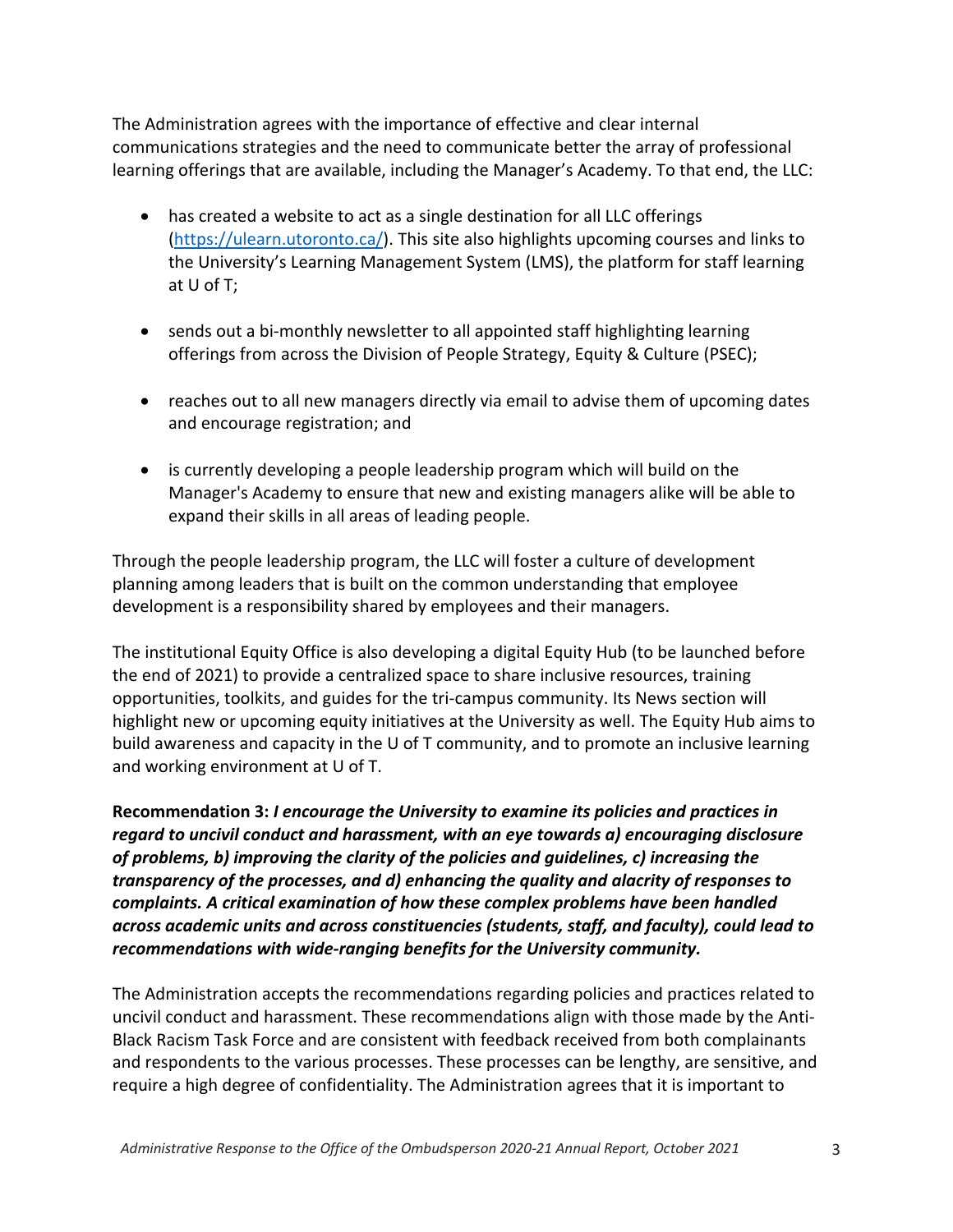The Administration agrees with the importance of effective and clear internal communications strategies and the need to communicate better the array of professional learning offerings that are available, including the Manager's Academy. To that end, the LLC:

- has created a website to act as a single destination for all LLC offerings (https://ulearn.utoronto.ca/). This site also highlights upcoming courses and links to the University's Learning Management System (LMS), the platform for staff learning at U of T;
- sends out a bi-monthly newsletter to all appointed staff highlighting learning offerings from across the Division of People Strategy, Equity & Culture (PSEC);
- reaches out to all new managers directly via email to advise them of upcoming dates and encourage registration; and
- is currently developing a people leadership program which will build on the Manager's Academy to ensure that new and existing managers alike will be able to expand their skills in all areas of leading people.

Through the people leadership program, the LLC will foster a culture of development planning among leaders that is built on the common understanding that employee development is a responsibility shared by employees and their managers.

The institutional Equity Office is also developing a digital Equity Hub (to be launched before the end of 2021) to provide a centralized space to share inclusive resources, training opportunities, toolkits, and guides for the tri-campus community. Its News section will highlight new or upcoming equity initiatives at the University as well. The Equity Hub aims to build awareness and capacity in the U of T community, and to promote an inclusive learning and working environment at U of T.

**Recommendation 3:** ***I encourage the University to examine its policies and practices in regard to uncivil conduct and harassment, with an eye towards a) encouraging disclosure of problems, b) improving the clarity of the policies and guidelines, c) increasing the transparency of the processes, and d) enhancing the quality and alacrity of responses to complaints. A critical examination of how these complex problems have been handled across academic units and across constituencies (students, staff, and faculty), could lead to recommendations with wide-ranging benefits for the University community.***

The Administration accepts the recommendations regarding policies and practices related to uncivil conduct and harassment. These recommendations align with those made by the Anti-Black Racism Task Force and are consistent with feedback received from both complainants and respondents to the various processes. These processes can be lengthy, are sensitive, and require a high degree of confidentiality. The Administration agrees that it is important to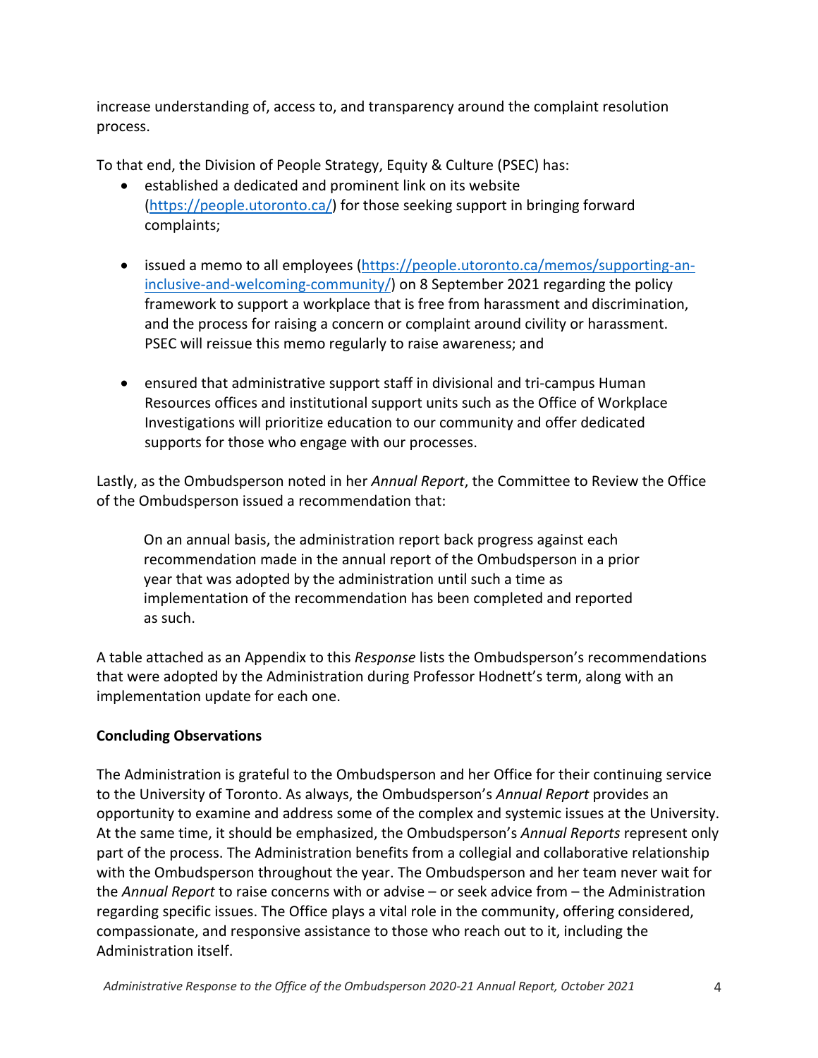increase understanding of, access to, and transparency around the complaint resolution process.

To that end, the Division of People Strategy, Equity & Culture (PSEC) has:

- established a dedicated and prominent link on its website ([https://people.utoronto.ca/](https://people.utoronto.ca/)) for those seeking support in bringing forward complaints;

- issued a memo to all employees ([https://people.utoronto.ca/memos/supporting-an-inclusive-and-welcoming-community/](https://people.utoronto.ca/memos/supporting-an-inclusive-and-welcoming-community/)) on 8 September 2021 regarding the policy framework to support a workplace that is free from harassment and discrimination, and the process for raising a concern or complaint around civility or harassment. PSEC will reissue this memo regularly to raise awareness; and

- ensured that administrative support staff in divisional and tri-campus Human Resources offices and institutional support units such as the Office of Workplace Investigations will prioritize education to our community and offer dedicated supports for those who engage with our processes.

Lastly, as the Ombudsperson noted in her *Annual Report*, the Committee to Review the Office of the Ombudsperson issued a recommendation that:

> On an annual basis, the administration report back progress against each recommendation made in the annual report of the Ombudsperson in a prior year that was adopted by the administration until such a time as implementation of the recommendation has been completed and reported as such.

A table attached as an Appendix to this *Response* lists the Ombudsperson's recommendations that were adopted by the Administration during Professor Hodnett's term, along with an implementation update for each one.

**Concluding Observations**

The Administration is grateful to the Ombudsperson and her Office for their continuing service to the University of Toronto. As always, the Ombudsperson's *Annual Report* provides an opportunity to examine and address some of the complex and systemic issues at the University. At the same time, it should be emphasized, the Ombudsperson's *Annual Reports* represent only part of the process. The Administration benefits from a collegial and collaborative relationship with the Ombudsperson throughout the year. The Ombudsperson and her team never wait for the *Annual Report* to raise concerns with or advise – or seek advice from – the Administration regarding specific issues. The Office plays a vital role in the community, offering considered, compassionate, and responsive assistance to those who reach out to it, including the Administration itself.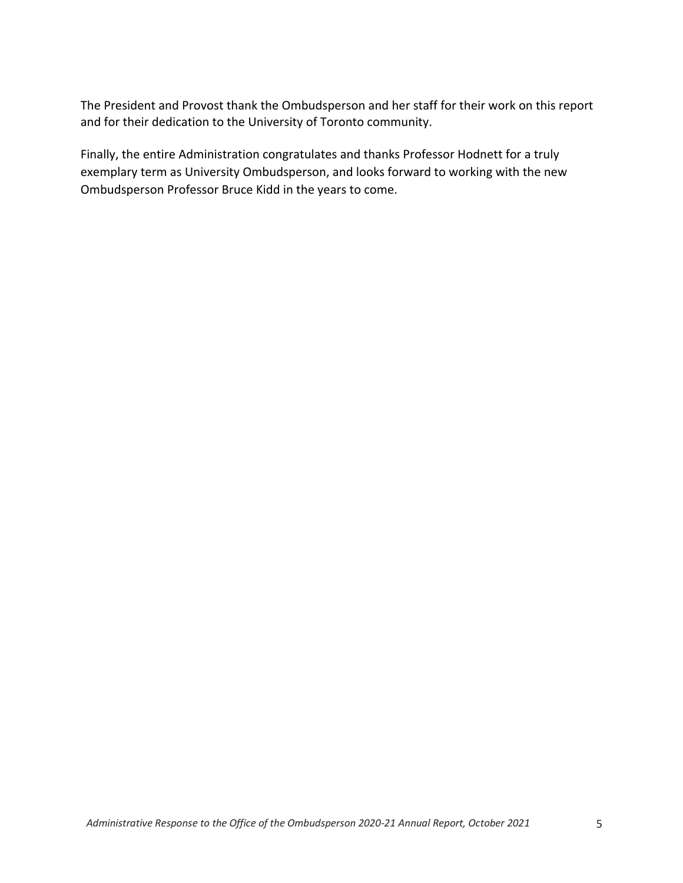The President and Provost thank the Ombudsperson and her staff for their work on this report and for their dedication to the University of Toronto community.

Finally, the entire Administration congratulates and thanks Professor Hodnett for a truly exemplary term as University Ombudsperson, and looks forward to working with the new Ombudsperson Professor Bruce Kidd in the years to come.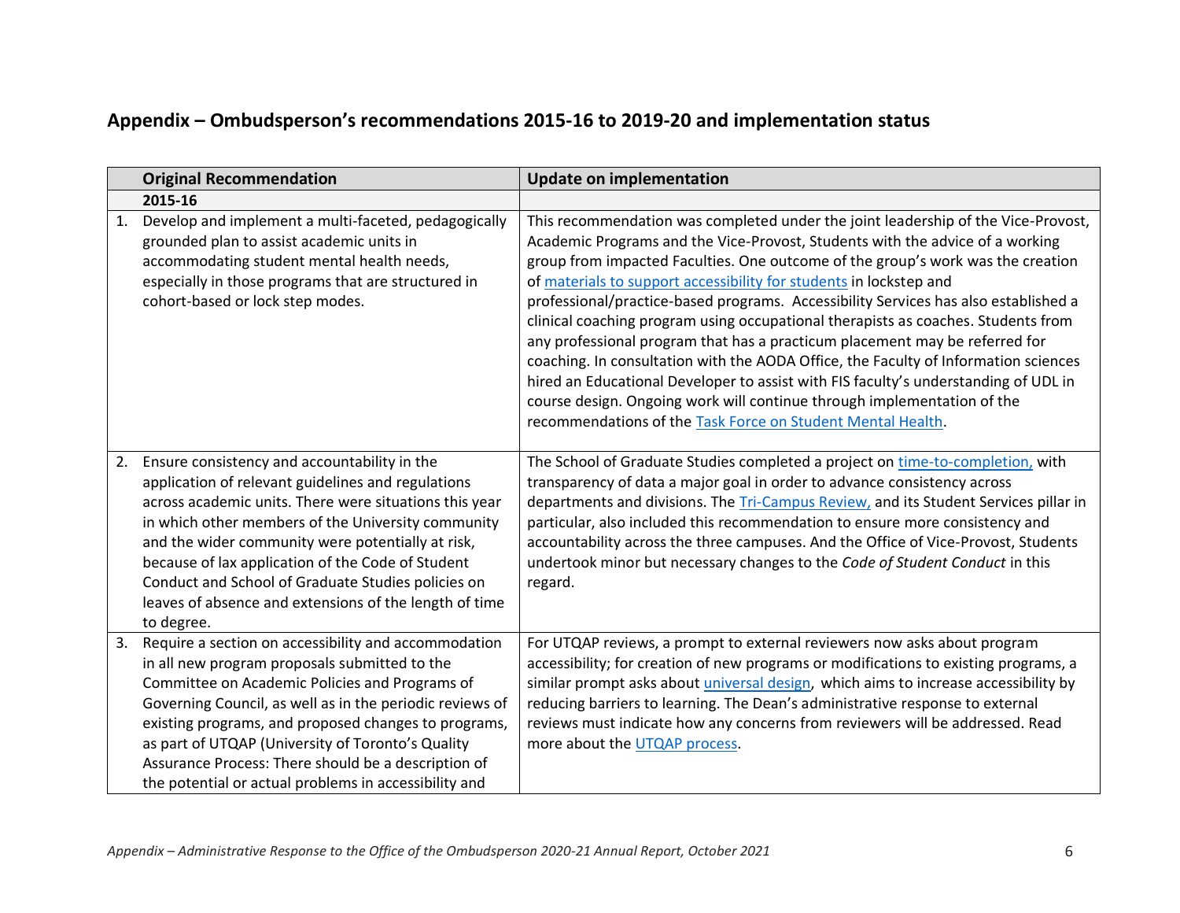## Appendix – Ombudsperson's recommendations 2015-16 to 2019-20 and implementation status

| Original Recommendation | Update on implementation |
|---|---|
| **2015-16** | |
| 1. Develop and implement a multi-faceted, pedagogically grounded plan to assist academic units in accommodating student mental health needs, especially in those programs that are structured in cohort-based or lock step modes. | This recommendation was completed under the joint leadership of the Vice-Provost, Academic Programs and the Vice-Provost, Students with the advice of a working group from impacted Faculties. One outcome of the group's work was the creation of materials to support accessibility for students in lockstep and professional/practice-based programs. Accessibility Services has also established a clinical coaching program using occupational therapists as coaches. Students from any professional program that has a practicum placement may be referred for coaching. In consultation with the AODA Office, the Faculty of Information sciences hired an Educational Developer to assist with FIS faculty's understanding of UDL in course design. Ongoing work will continue through implementation of the recommendations of the Task Force on Student Mental Health. |
| 2. Ensure consistency and accountability in the application of relevant guidelines and regulations across academic units. There were situations this year in which other members of the University community and the wider community were potentially at risk, because of lax application of the Code of Student Conduct and School of Graduate Studies policies on leaves of absence and extensions of the length of time to degree. | The School of Graduate Studies completed a project on time-to-completion, with transparency of data a major goal in order to advance consistency across departments and divisions. The Tri-Campus Review, and its Student Services pillar in particular, also included this recommendation to ensure more consistency and accountability across the three campuses. And the Office of Vice-Provost, Students undertook minor but necessary changes to the *Code of Student Conduct* in this regard. |
| 3. Require a section on accessibility and accommodation in all new program proposals submitted to the Committee on Academic Policies and Programs of Governing Council, as well as in the periodic reviews of existing programs, and proposed changes to programs, as part of UTQAP (University of Toronto's Quality Assurance Process: There should be a description of the potential or actual problems in accessibility and | For UTQAP reviews, a prompt to external reviewers now asks about program accessibility; for creation of new programs or modifications to existing programs, a similar prompt asks about universal design, which aims to increase accessibility by reducing barriers to learning. The Dean's administrative response to external reviews must indicate how any concerns from reviewers will be addressed. Read more about the UTQAP process. |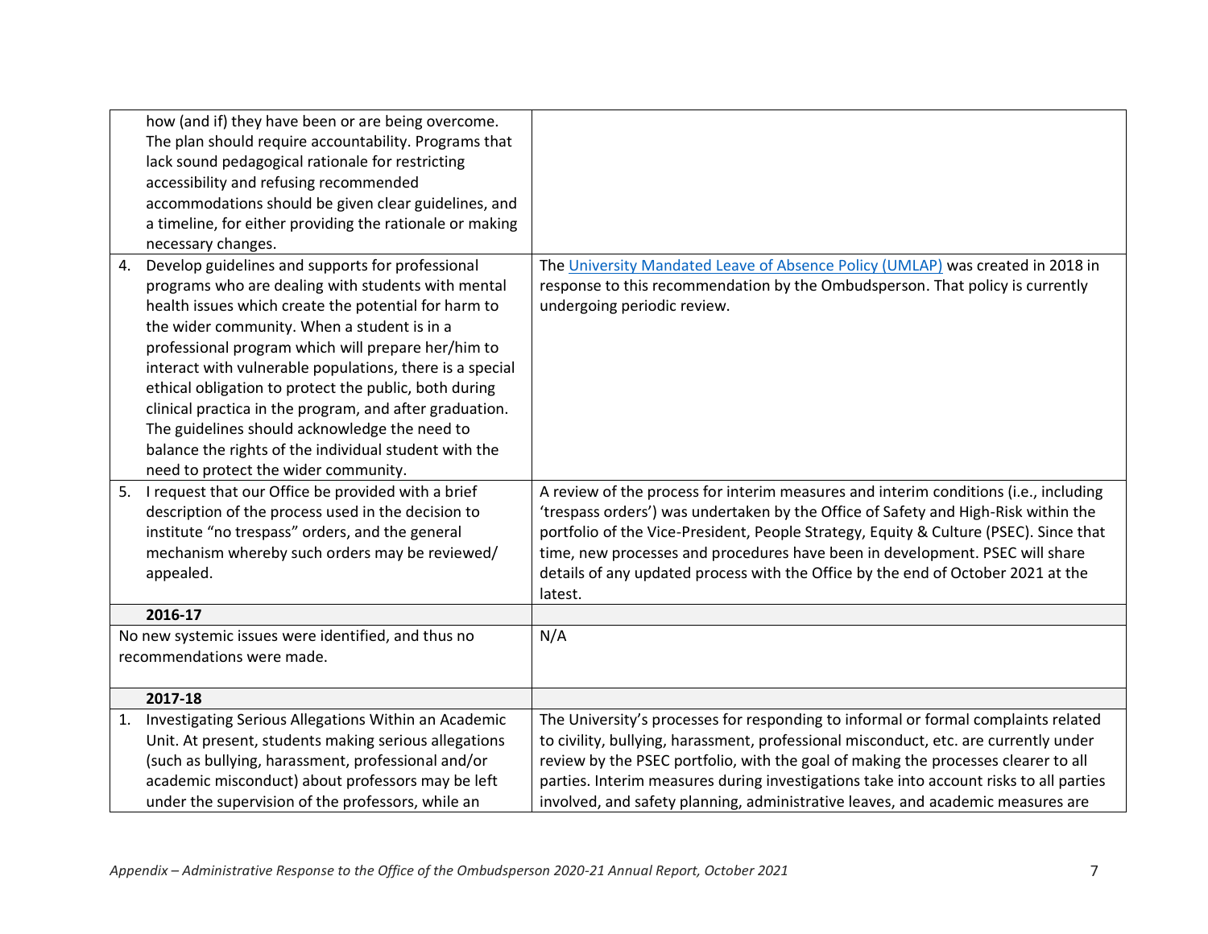| | |
|---|---|
| how (and if) they have been or are being overcome. The plan should require accountability. Programs that lack sound pedagogical rationale for restricting accessibility and refusing recommended accommodations should be given clear guidelines, and a timeline, for either providing the rationale or making necessary changes. | |
| 4. Develop guidelines and supports for professional programs who are dealing with students with mental health issues which create the potential for harm to the wider community. When a student is in a professional program which will prepare her/him to interact with vulnerable populations, there is a special ethical obligation to protect the public, both during clinical practica in the program, and after graduation. The guidelines should acknowledge the need to balance the rights of the individual student with the need to protect the wider community. | The University Mandated Leave of Absence Policy (UMLAP) was created in 2018 in response to this recommendation by the Ombudsperson. That policy is currently undergoing periodic review. |
| 5. I request that our Office be provided with a brief description of the process used in the decision to institute "no trespass" orders, and the general mechanism whereby such orders may be reviewed/ appealed. | A review of the process for interim measures and interim conditions (i.e., including 'trespass orders') was undertaken by the Office of Safety and High-Risk within the portfolio of the Vice-President, People Strategy, Equity & Culture (PSEC). Since that time, new processes and procedures have been in development. PSEC will share details of any updated process with the Office by the end of October 2021 at the latest. |
| **2016-17** | |
| No new systemic issues were identified, and thus no recommendations were made. | N/A |
| **2017-18** | |
| 1. Investigating Serious Allegations Within an Academic Unit. At present, students making serious allegations (such as bullying, harassment, professional and/or academic misconduct) about professors may be left under the supervision of the professors, while an | The University's processes for responding to informal or formal complaints related to civility, bullying, harassment, professional misconduct, etc. are currently under review by the PSEC portfolio, with the goal of making the processes clearer to all parties. Interim measures during investigations take into account risks to all parties involved, and safety planning, administrative leaves, and academic measures are |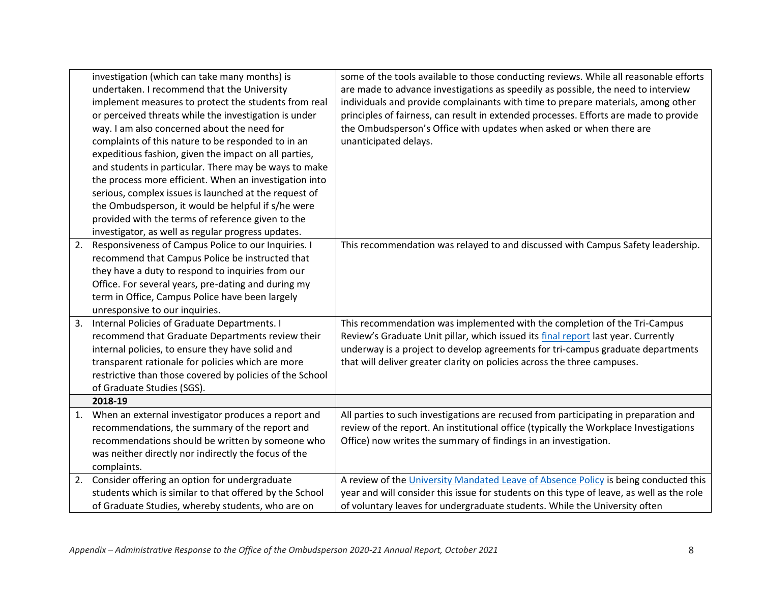| | | |
|---|---|---|
| | investigation (which can take many months) is undertaken. I recommend that the University implement measures to protect the students from real or perceived threats while the investigation is under way. I am also concerned about the need for complaints of this nature to be responded to in an expeditious fashion, given the impact on all parties, and students in particular. There may be ways to make the process more efficient. When an investigation into serious, complex issues is launched at the request of the Ombudsperson, it would be helpful if s/he were provided with the terms of reference given to the investigator, as well as regular progress updates. | some of the tools available to those conducting reviews. While all reasonable efforts are made to advance investigations as speedily as possible, the need to interview individuals and provide complainants with time to prepare materials, among other principles of fairness, can result in extended processes. Efforts are made to provide the Ombudsperson's Office with updates when asked or when there are unanticipated delays. |
| 2. | Responsiveness of Campus Police to our Inquiries. I recommend that Campus Police be instructed that they have a duty to respond to inquiries from our Office. For several years, pre-dating and during my term in Office, Campus Police have been largely unresponsive to our inquiries. | This recommendation was relayed to and discussed with Campus Safety leadership. |
| 3. | Internal Policies of Graduate Departments. I recommend that Graduate Departments review their internal policies, to ensure they have solid and transparent rationale for policies which are more restrictive than those covered by policies of the School of Graduate Studies (SGS). | This recommendation was implemented with the completion of the Tri-Campus Review's Graduate Unit pillar, which issued its final report last year. Currently underway is a project to develop agreements for tri-campus graduate departments that will deliver greater clarity on policies across the three campuses. |
| | **2018-19** | |
| 1. | When an external investigator produces a report and recommendations, the summary of the report and recommendations should be written by someone who was neither directly nor indirectly the focus of the complaints. | All parties to such investigations are recused from participating in preparation and review of the report. An institutional office (typically the Workplace Investigations Office) now writes the summary of findings in an investigation. |
| 2. | Consider offering an option for undergraduate students which is similar to that offered by the School of Graduate Studies, whereby students, who are on | A review of the University Mandated Leave of Absence Policy is being conducted this year and will consider this issue for students on this type of leave, as well as the role of voluntary leaves for undergraduate students. While the University often |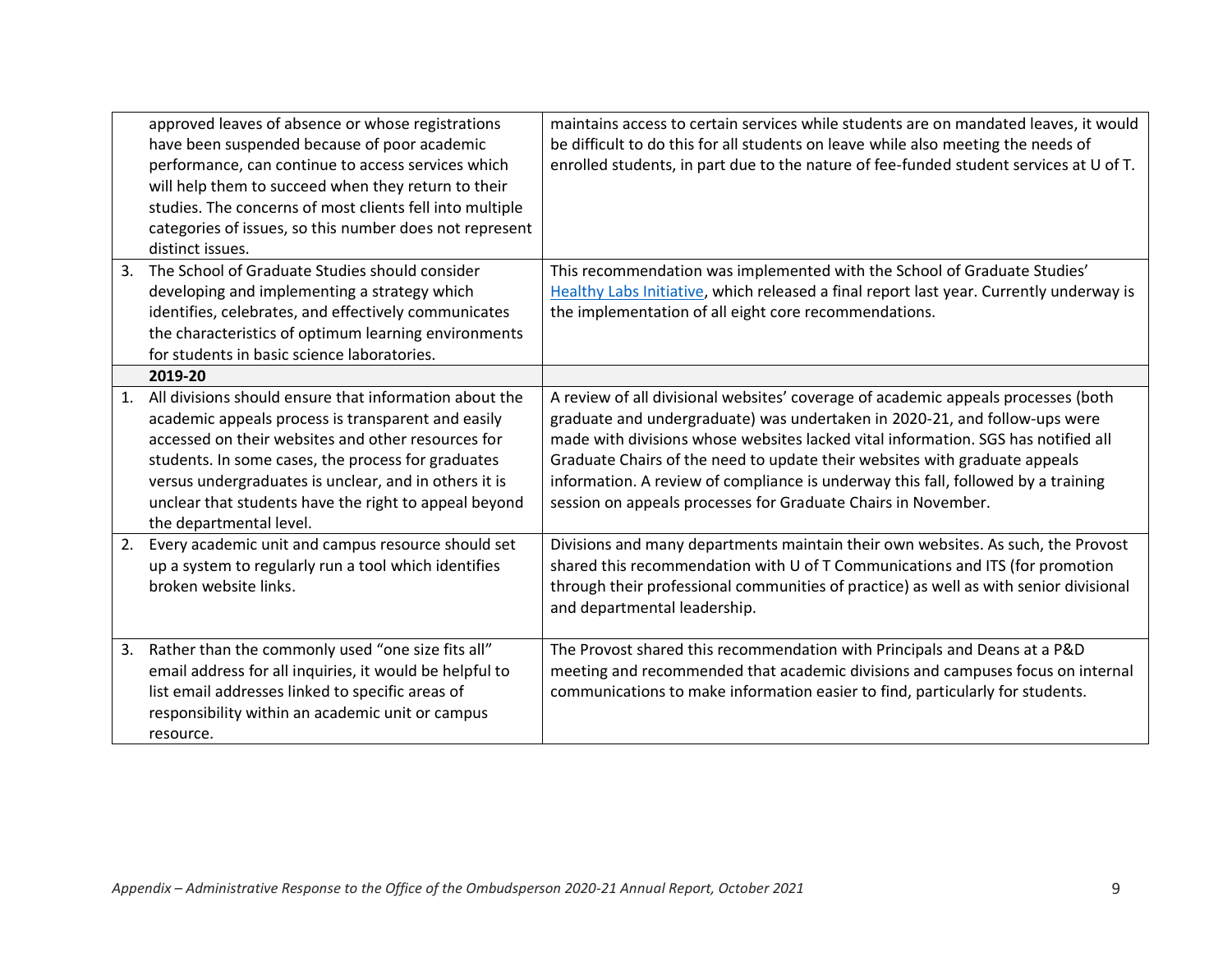| | | |
|---|---|---|
| | approved leaves of absence or whose registrations have been suspended because of poor academic performance, can continue to access services which will help them to succeed when they return to their studies. The concerns of most clients fell into multiple categories of issues, so this number does not represent distinct issues. | maintains access to certain services while students are on mandated leaves, it would be difficult to do this for all students on leave while also meeting the needs of enrolled students, in part due to the nature of fee-funded student services at U of T. |
| 3. | The School of Graduate Studies should consider developing and implementing a strategy which identifies, celebrates, and effectively communicates the characteristics of optimum learning environments for students in basic science laboratories. | This recommendation was implemented with the School of Graduate Studies' Healthy Labs Initiative, which released a final report last year. Currently underway is the implementation of all eight core recommendations. |
| | **2019-20** | |
| 1. | All divisions should ensure that information about the academic appeals process is transparent and easily accessed on their websites and other resources for students. In some cases, the process for graduates versus undergraduates is unclear, and in others it is unclear that students have the right to appeal beyond the departmental level. | A review of all divisional websites' coverage of academic appeals processes (both graduate and undergraduate) was undertaken in 2020-21, and follow-ups were made with divisions whose websites lacked vital information. SGS has notified all Graduate Chairs of the need to update their websites with graduate appeals information. A review of compliance is underway this fall, followed by a training session on appeals processes for Graduate Chairs in November. |
| 2. | Every academic unit and campus resource should set up a system to regularly run a tool which identifies broken website links. | Divisions and many departments maintain their own websites. As such, the Provost shared this recommendation with U of T Communications and ITS (for promotion through their professional communities of practice) as well as with senior divisional and departmental leadership. |
| 3. | Rather than the commonly used "one size fits all" email address for all inquiries, it would be helpful to list email addresses linked to specific areas of responsibility within an academic unit or campus resource. | The Provost shared this recommendation with Principals and Deans at a P&D meeting and recommended that academic divisions and campuses focus on internal communications to make information easier to find, particularly for students. |